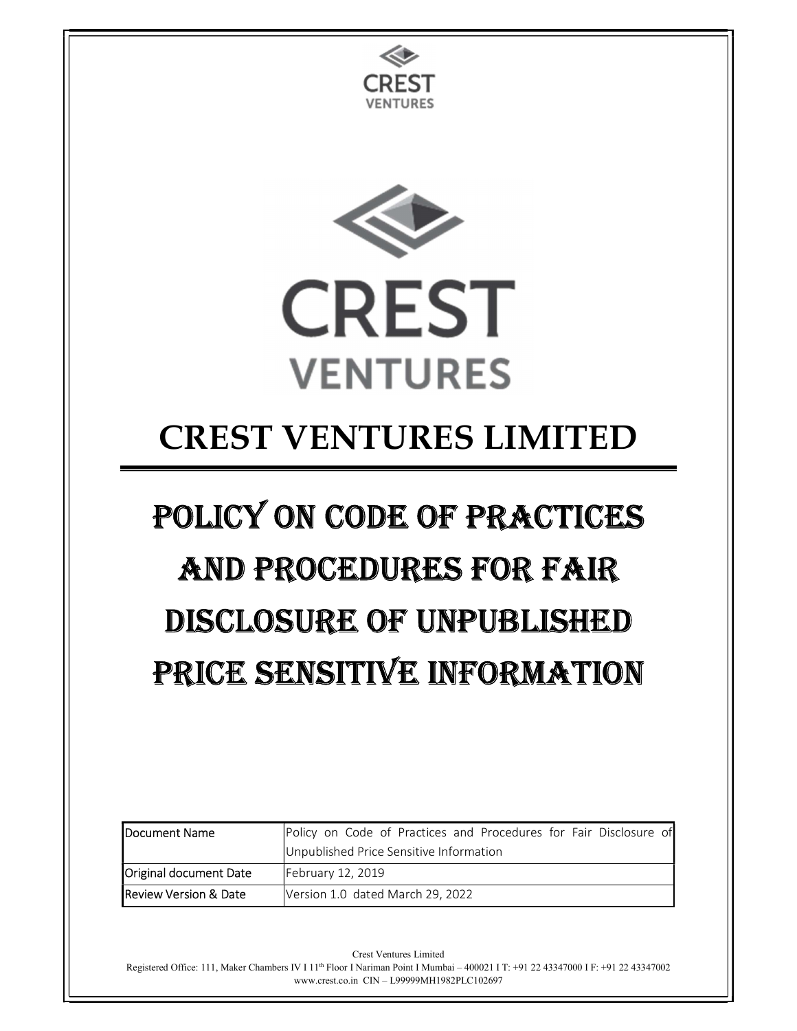# CREST VENTURES LIMITED

# POLICY ON CODE OF PRACTICES AND PROCEDURES FOR FAIR DISCLOSURE OF UNPUBLISHED PRICE SENSITIVE INFORMATION

| Document Name | Policy on Code of Practices and Procedures for Fair Disclosure of Unpublished Price Sensitive Information |
|---|---|
| Original document Date | February 12, 2019 |
| Review Version & Date | Version 1.0 dated March 29, 2022 |

Crest Ventures Limited
Registered Office: 111, Maker Chambers IV I 11th Floor I Nariman Point I Mumbai – 400021 I T: +91 22 43347000 I F: +91 22 43347002
www.crest.co.in CIN – L99999MH1982PLC102697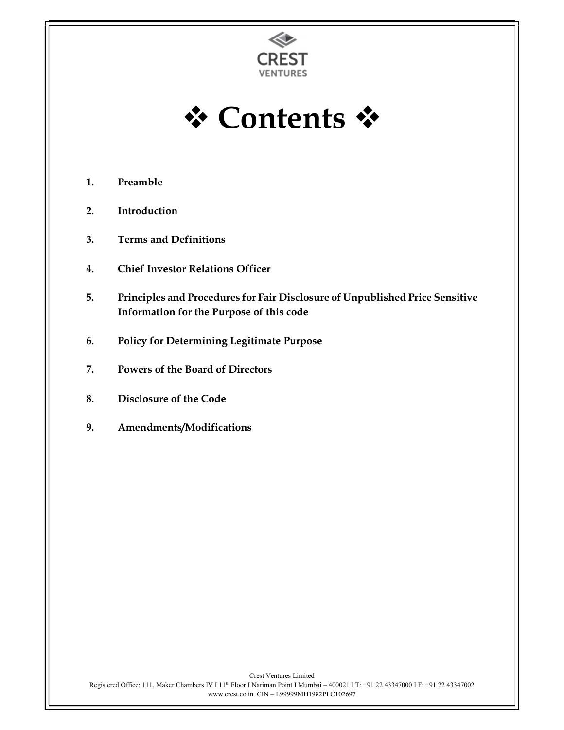# ❖ Contents ❖

1. **Preamble**
2. **Introduction**
3. **Terms and Definitions**
4. **Chief Investor Relations Officer**
5. **Principles and Procedures for Fair Disclosure of Unpublished Price Sensitive Information for the Purpose of this code**
6. **Policy for Determining Legitimate Purpose**
7. **Powers of the Board of Directors**
8. **Disclosure of the Code**
9. **Amendments/Modifications**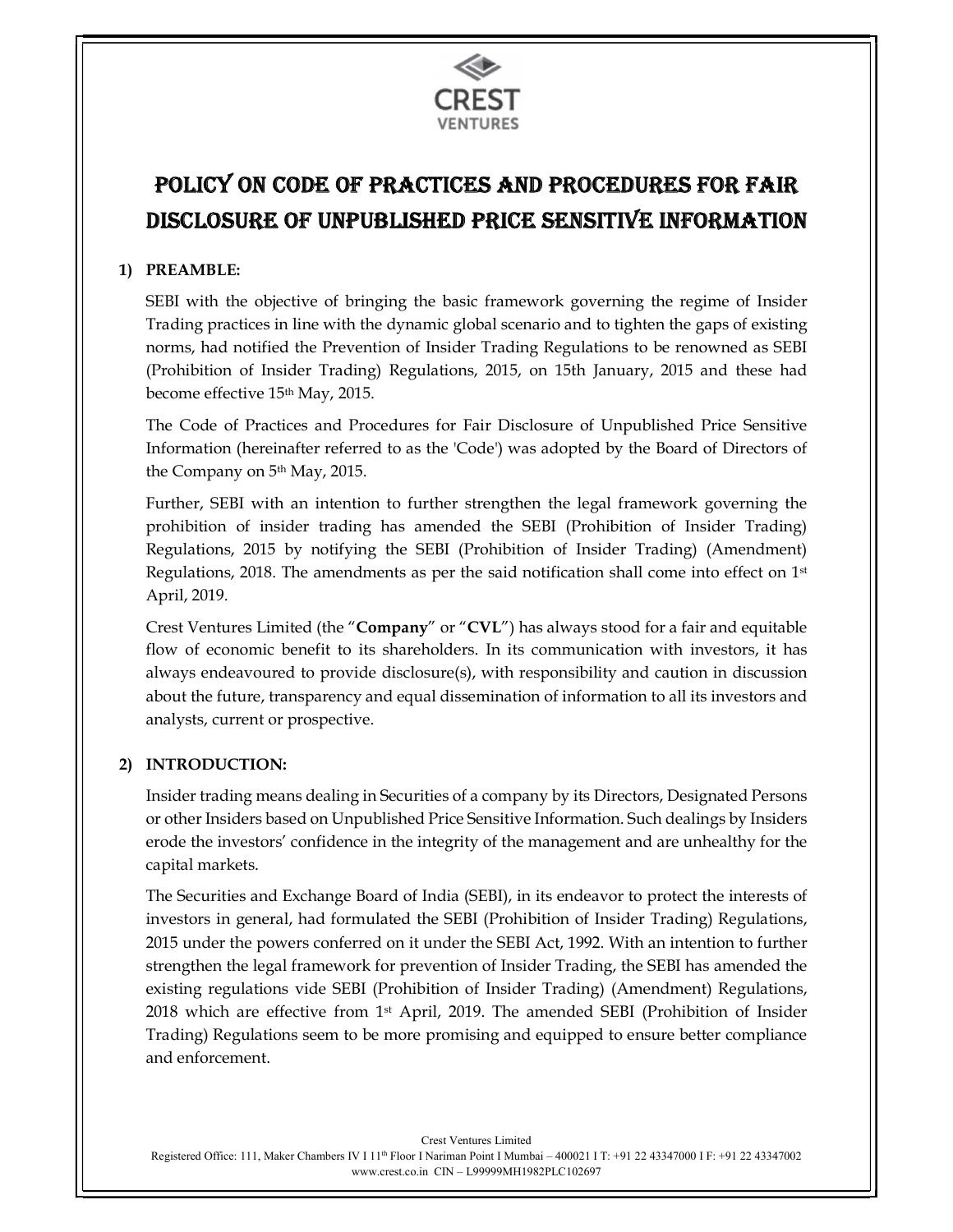# POLICY ON CODE OF PRACTICES AND PROCEDURES FOR FAIR DISCLOSURE OF UNPUBLISHED PRICE SENSITIVE INFORMATION

## 1) PREAMBLE:

SEBI with the objective of bringing the basic framework governing the regime of Insider Trading practices in line with the dynamic global scenario and to tighten the gaps of existing norms, had notified the Prevention of Insider Trading Regulations to be renowned as SEBI (Prohibition of Insider Trading) Regulations, 2015, on 15th January, 2015 and these had become effective 15th May, 2015.

The Code of Practices and Procedures for Fair Disclosure of Unpublished Price Sensitive Information (hereinafter referred to as the 'Code') was adopted by the Board of Directors of the Company on 5th May, 2015.

Further, SEBI with an intention to further strengthen the legal framework governing the prohibition of insider trading has amended the SEBI (Prohibition of Insider Trading) Regulations, 2015 by notifying the SEBI (Prohibition of Insider Trading) (Amendment) Regulations, 2018. The amendments as per the said notification shall come into effect on 1st April, 2019.

Crest Ventures Limited (the "**Company**" or "**CVL**") has always stood for a fair and equitable flow of economic benefit to its shareholders. In its communication with investors, it has always endeavoured to provide disclosure(s), with responsibility and caution in discussion about the future, transparency and equal dissemination of information to all its investors and analysts, current or prospective.

## 2) INTRODUCTION:

Insider trading means dealing in Securities of a company by its Directors, Designated Persons or other Insiders based on Unpublished Price Sensitive Information. Such dealings by Insiders erode the investors' confidence in the integrity of the management and are unhealthy for the capital markets.

The Securities and Exchange Board of India (SEBI), in its endeavor to protect the interests of investors in general, had formulated the SEBI (Prohibition of Insider Trading) Regulations, 2015 under the powers conferred on it under the SEBI Act, 1992. With an intention to further strengthen the legal framework for prevention of Insider Trading, the SEBI has amended the existing regulations vide SEBI (Prohibition of Insider Trading) (Amendment) Regulations, 2018 which are effective from 1st April, 2019. The amended SEBI (Prohibition of Insider Trading) Regulations seem to be more promising and equipped to ensure better compliance and enforcement.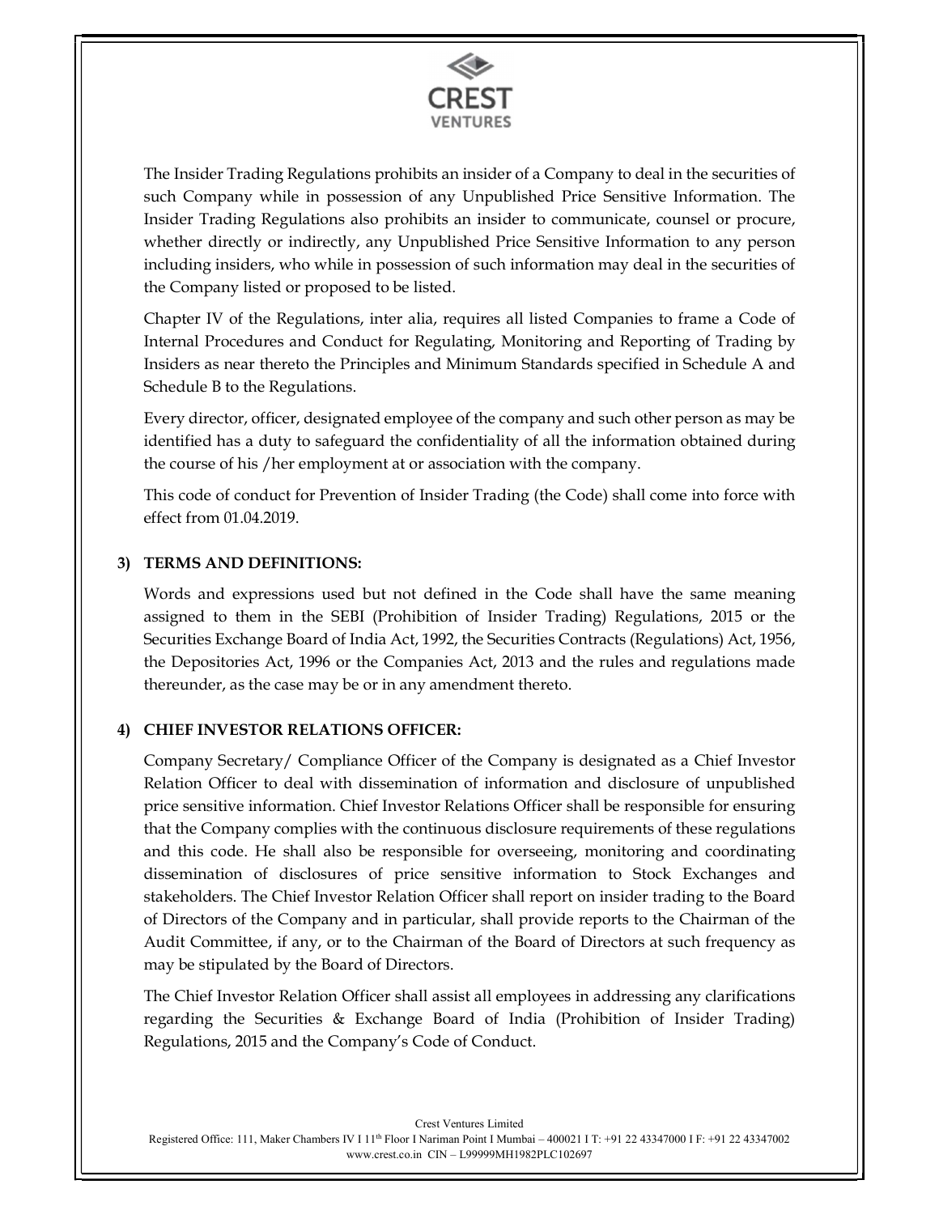The Insider Trading Regulations prohibits an insider of a Company to deal in the securities of such Company while in possession of any Unpublished Price Sensitive Information. The Insider Trading Regulations also prohibits an insider to communicate, counsel or procure, whether directly or indirectly, any Unpublished Price Sensitive Information to any person including insiders, who while in possession of such information may deal in the securities of the Company listed or proposed to be listed.

Chapter IV of the Regulations, inter alia, requires all listed Companies to frame a Code of Internal Procedures and Conduct for Regulating, Monitoring and Reporting of Trading by Insiders as near thereto the Principles and Minimum Standards specified in Schedule A and Schedule B to the Regulations.

Every director, officer, designated employee of the company and such other person as may be identified has a duty to safeguard the confidentiality of all the information obtained during the course of his /her employment at or association with the company.

This code of conduct for Prevention of Insider Trading (the Code) shall come into force with effect from 01.04.2019.

## 3) TERMS AND DEFINITIONS:

Words and expressions used but not defined in the Code shall have the same meaning assigned to them in the SEBI (Prohibition of Insider Trading) Regulations, 2015 or the Securities Exchange Board of India Act, 1992, the Securities Contracts (Regulations) Act, 1956, the Depositories Act, 1996 or the Companies Act, 2013 and the rules and regulations made thereunder, as the case may be or in any amendment thereto.

## 4) CHIEF INVESTOR RELATIONS OFFICER:

Company Secretary/ Compliance Officer of the Company is designated as a Chief Investor Relation Officer to deal with dissemination of information and disclosure of unpublished price sensitive information. Chief Investor Relations Officer shall be responsible for ensuring that the Company complies with the continuous disclosure requirements of these regulations and this code. He shall also be responsible for overseeing, monitoring and coordinating dissemination of disclosures of price sensitive information to Stock Exchanges and stakeholders. The Chief Investor Relation Officer shall report on insider trading to the Board of Directors of the Company and in particular, shall provide reports to the Chairman of the Audit Committee, if any, or to the Chairman of the Board of Directors at such frequency as may be stipulated by the Board of Directors.

The Chief Investor Relation Officer shall assist all employees in addressing any clarifications regarding the Securities & Exchange Board of India (Prohibition of Insider Trading) Regulations, 2015 and the Company's Code of Conduct.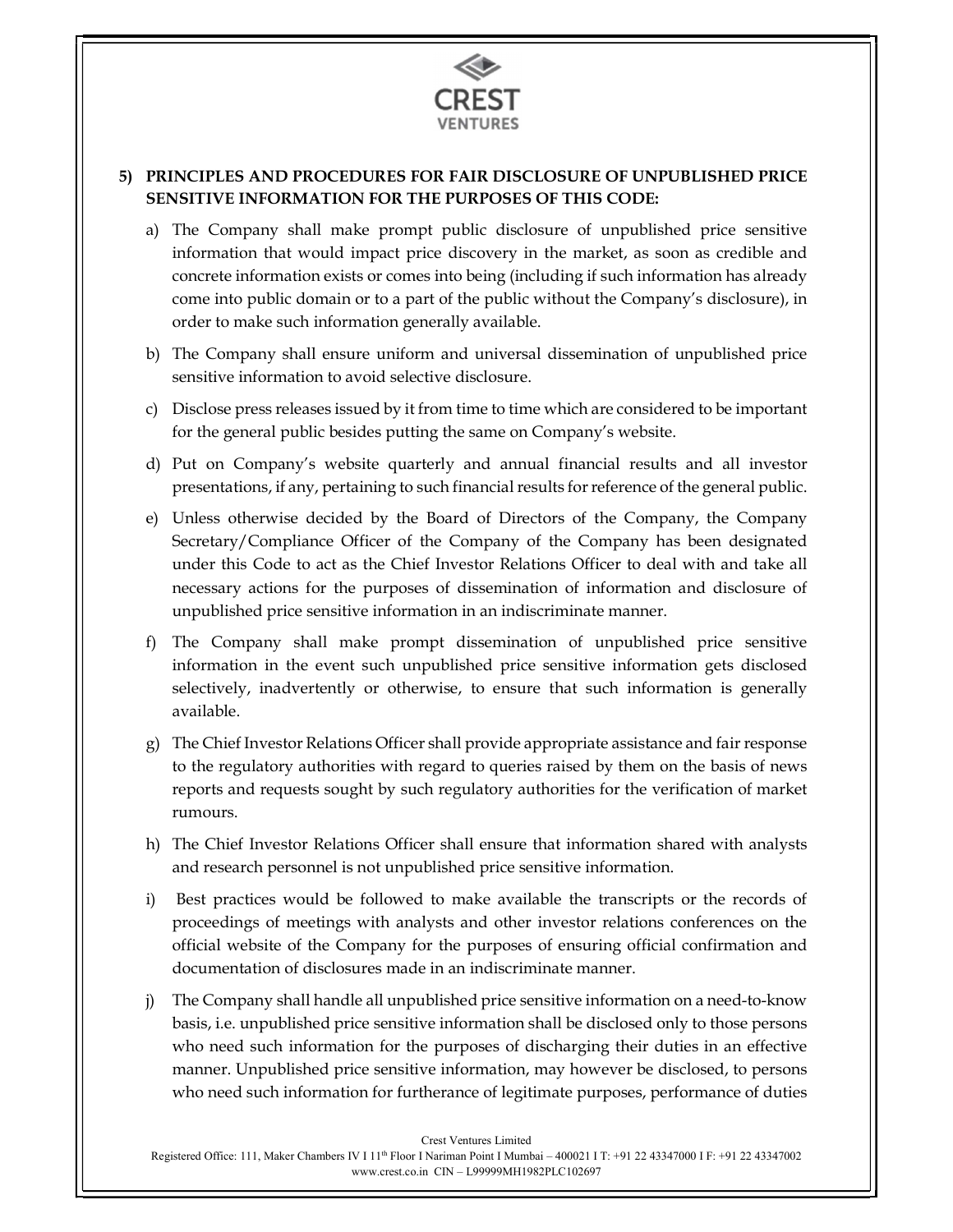## 5) PRINCIPLES AND PROCEDURES FOR FAIR DISCLOSURE OF UNPUBLISHED PRICE SENSITIVE INFORMATION FOR THE PURPOSES OF THIS CODE:

a) The Company shall make prompt public disclosure of unpublished price sensitive information that would impact price discovery in the market, as soon as credible and concrete information exists or comes into being (including if such information has already come into public domain or to a part of the public without the Company's disclosure), in order to make such information generally available.

b) The Company shall ensure uniform and universal dissemination of unpublished price sensitive information to avoid selective disclosure.

c) Disclose press releases issued by it from time to time which are considered to be important for the general public besides putting the same on Company's website.

d) Put on Company's website quarterly and annual financial results and all investor presentations, if any, pertaining to such financial results for reference of the general public.

e) Unless otherwise decided by the Board of Directors of the Company, the Company Secretary/Compliance Officer of the Company of the Company has been designated under this Code to act as the Chief Investor Relations Officer to deal with and take all necessary actions for the purposes of dissemination of information and disclosure of unpublished price sensitive information in an indiscriminate manner.

f) The Company shall make prompt dissemination of unpublished price sensitive information in the event such unpublished price sensitive information gets disclosed selectively, inadvertently or otherwise, to ensure that such information is generally available.

g) The Chief Investor Relations Officer shall provide appropriate assistance and fair response to the regulatory authorities with regard to queries raised by them on the basis of news reports and requests sought by such regulatory authorities for the verification of market rumours.

h) The Chief Investor Relations Officer shall ensure that information shared with analysts and research personnel is not unpublished price sensitive information.

i) Best practices would be followed to make available the transcripts or the records of proceedings of meetings with analysts and other investor relations conferences on the official website of the Company for the purposes of ensuring official confirmation and documentation of disclosures made in an indiscriminate manner.

j) The Company shall handle all unpublished price sensitive information on a need-to-know basis, i.e. unpublished price sensitive information shall be disclosed only to those persons who need such information for the purposes of discharging their duties in an effective manner. Unpublished price sensitive information, may however be disclosed, to persons who need such information for furtherance of legitimate purposes, performance of duties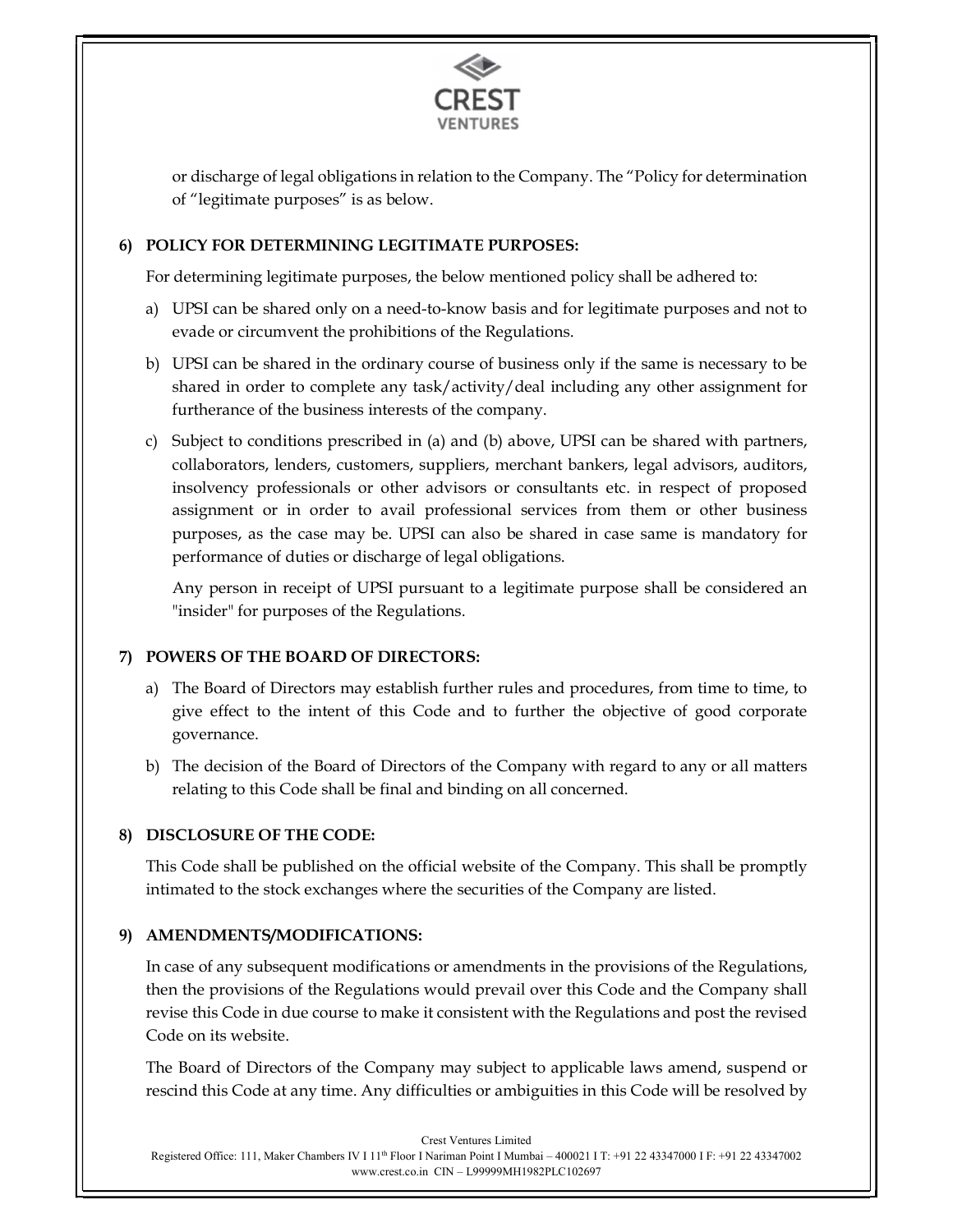or discharge of legal obligations in relation to the Company. The "Policy for determination of "legitimate purposes" is as below.

## 6) POLICY FOR DETERMINING LEGITIMATE PURPOSES:

For determining legitimate purposes, the below mentioned policy shall be adhered to:

a) UPSI can be shared only on a need-to-know basis and for legitimate purposes and not to evade or circumvent the prohibitions of the Regulations.

b) UPSI can be shared in the ordinary course of business only if the same is necessary to be shared in order to complete any task/activity/deal including any other assignment for furtherance of the business interests of the company.

c) Subject to conditions prescribed in (a) and (b) above, UPSI can be shared with partners, collaborators, lenders, customers, suppliers, merchant bankers, legal advisors, auditors, insolvency professionals or other advisors or consultants etc. in respect of proposed assignment or in order to avail professional services from them or other business purposes, as the case may be. UPSI can also be shared in case same is mandatory for performance of duties or discharge of legal obligations.

   Any person in receipt of UPSI pursuant to a legitimate purpose shall be considered an "insider" for purposes of the Regulations.

## 7) POWERS OF THE BOARD OF DIRECTORS:

a) The Board of Directors may establish further rules and procedures, from time to time, to give effect to the intent of this Code and to further the objective of good corporate governance.

b) The decision of the Board of Directors of the Company with regard to any or all matters relating to this Code shall be final and binding on all concerned.

## 8) DISCLOSURE OF THE CODE:

This Code shall be published on the official website of the Company. This shall be promptly intimated to the stock exchanges where the securities of the Company are listed.

## 9) AMENDMENTS/MODIFICATIONS:

In case of any subsequent modifications or amendments in the provisions of the Regulations, then the provisions of the Regulations would prevail over this Code and the Company shall revise this Code in due course to make it consistent with the Regulations and post the revised Code on its website.

The Board of Directors of the Company may subject to applicable laws amend, suspend or rescind this Code at any time. Any difficulties or ambiguities in this Code will be resolved by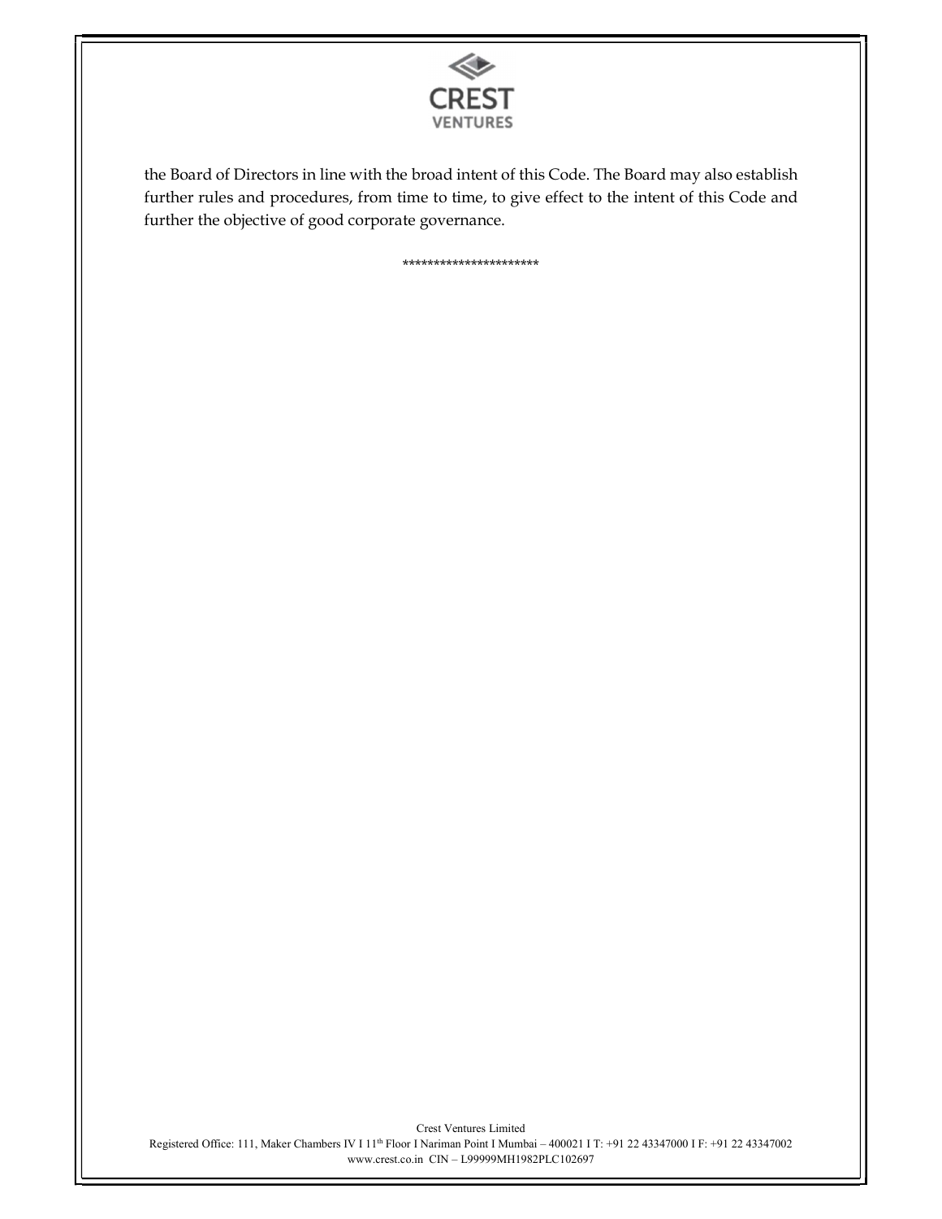the Board of Directors in line with the broad intent of this Code. The Board may also establish further rules and procedures, from time to time, to give effect to the intent of this Code and further the objective of good corporate governance.

**********************